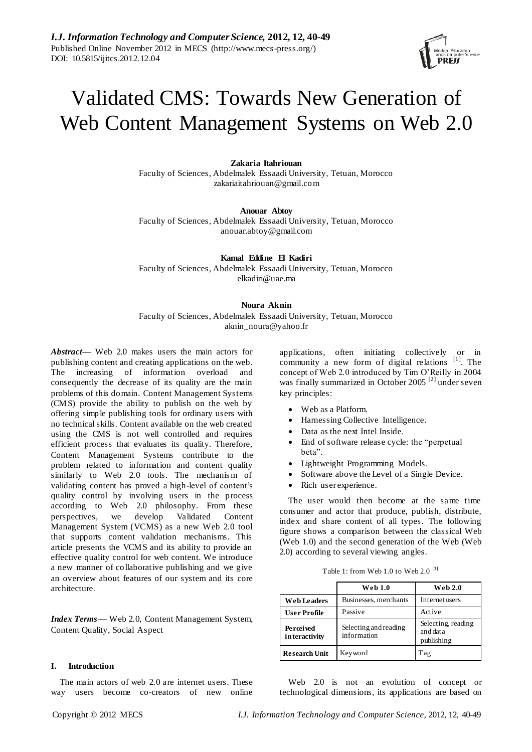# Validated CMS: Towards New Generation of Web Content Management Systems on Web 2.0

**Zakaria Itahriouan**
Faculty of Sciences, Abdelmalek Essaadi University, Tetuan, Morocco
zakariaitahriouan@gmail.com

**Anouar Abtoy**
Faculty of Sciences, Abdelmalek Essaadi University, Tetuan, Morocco
anouar.abtoy@gmail.com

**Kamal Eddine El Kadiri**
Faculty of Sciences, Abdelmalek Essaadi University, Tetuan, Morocco
elkadiri@uae.ma

**Noura Aknin**
Faculty of Sciences, Abdelmalek Essaadi University, Tetuan, Morocco
aknin_noura@yahoo.fr

***Abstract*****—** Web 2.0 makes users the main actors for publishing content and creating applications on the web. The increasing of information overload and consequently the decrease of its quality are the main problems of this domain. Content Management Systems (CMS) provide the ability to publish on the web by offering simple publishing tools for ordinary users with no technical skills. Content available on the web created using the CMS is not well controlled and requires efficient process that evaluates its quality. Therefore, Content Management Systems contribute to the problem related to information and content quality similarly to Web 2.0 tools. The mechanism of validating content has proved a high-level of content's quality control by involving users in the process according to Web 2.0 philosophy. From these perspectives, we develop Validated Content Management System (VCMS) as a new Web 2.0 tool that supports content validation mechanisms. This article presents the VCMS and its ability to provide an effective quality control for web content. We introduce a new manner of collaborative publishing and we give an overview about features of our system and its core architecture.

***Index Terms*****—** Web 2.0, Content Management System, Content Quality, Social Aspect

## I. Introduction

The main actors of web 2.0 are internet users. These way users become co-creators of new online applications, often initiating collectively or in community a new form of digital relations [1]. The concept of Web 2.0 introduced by Tim O'Reilly in 2004 was finally summarized in October 2005 [2] under seven key principles:

- Web as a Platform.
- Harnessing Collective Intelligence.
- Data as the next Intel Inside.
- End of software release cycle: the "perpetual beta".
- Lightweight Programming Models.
- Software above the Level of a Single Device.
- Rich user experience.

The user would then become at the same time consumer and actor that produce, publish, distribute, index and share content of all types. The following figure shows a comparison between the classical Web (Web 1.0) and the second generation of the Web (Web 2.0) according to several viewing angles.

Table 1: from Web 1.0 to Web 2.0 [3]

| | **Web 1.0** | **Web 2.0** |
|---|---|---|
| **Web Leaders** | Businesses, merchants | Internet users |
| **User Profile** | Passive | Active |
| **Perceived interactivity** | Selecting and reading information | Selecting, reading and data publishing |
| **Research Unit** | Keyword | Tag |

Web 2.0 is not an evolution of concept or technological dimensions, its applications are based on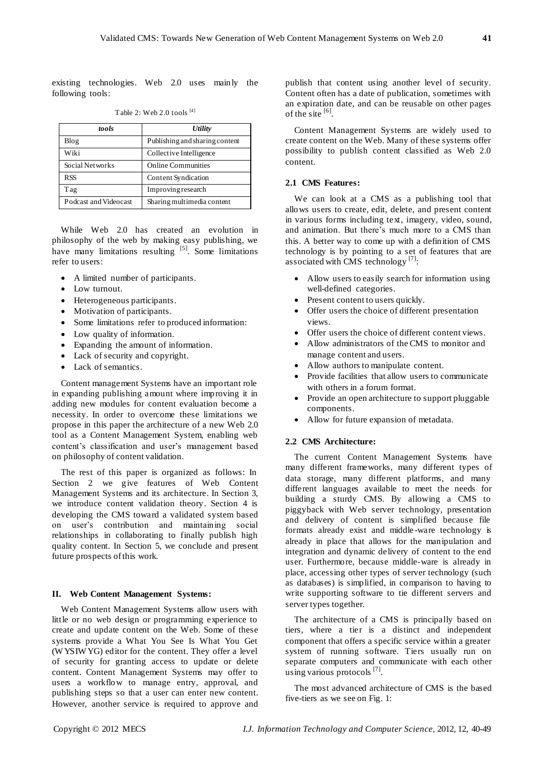existing technologies. Web 2.0 uses mainly the following tools:

Table 2: Web 2.0 tools [4]

| *tools* | *Utility* |
|---|---|
| Blog | Publishing and sharing content |
| Wiki | Collective Intelligence |
| Social Networks | Online Communities |
| RSS | Content Syndication |
| Tag | Improving research |
| Podcast and Videocast | Sharing multimedia content |

While Web 2.0 has created an evolution in philosophy of the web by making easy publishing, we have many limitations resulting [5]. Some limitations refer to users:

- A limited number of participants.
- Low turnout.
- Heterogeneous participants.
- Motivation of participants.
- Some limitations refer to produced information:
- Low quality of information.
- Expanding the amount of information.
- Lack of security and copyright.
- Lack of semantics.

Content management Systems have an important role in expanding publishing amount where improving it in adding new modules for content evaluation become a necessity. In order to overcome these limitations we propose in this paper the architecture of a new Web 2.0 tool as a Content Management System, enabling web content's classification and user's management based on philosophy of content validation.

The rest of this paper is organized as follows: In Section 2 we give features of Web Content Management Systems and its architecture. In Section 3, we introduce content validation theory. Section 4 is developing the CMS toward a validated system based on user's contribution and maintaining social relationships in collaborating to finally publish high quality content. In Section 5, we conclude and present future prospects of this work.

## II. Web Content Management Systems:

Web Content Management Systems allow users with little or no web design or programming experience to create and update content on the Web. Some of these systems provide a What You See Is What You Get (WYSIWYG) editor for the content. They offer a level of security for granting access to update or delete content. Content Management Systems may offer to users a workflow to manage entry, approval, and publishing steps so that a user can enter new content. However, another service is required to approve and publish that content using another level of security. Content often has a date of publication, sometimes with an expiration date, and can be reusable on other pages of the site [6].

Content Management Systems are widely used to create content on the Web. Many of these systems offer possibility to publish content classified as Web 2.0 content.

### 2.1 CMS Features:

We can look at a CMS as a publishing tool that allows users to create, edit, delete, and present content in various forms including text, imagery, video, sound, and animation. But there's much more to a CMS than this. A better way to come up with a definition of CMS technology is by pointing to a set of features that are associated with CMS technology [7]:

- Allow users to easily search for information using well-defined categories.
- Present content to users quickly.
- Offer users the choice of different presentation views.
- Offer users the choice of different content views.
- Allow administrators of the CMS to monitor and manage content and users.
- Allow authors to manipulate content.
- Provide facilities that allow users to communicate with others in a forum format.
- Provide an open architecture to support pluggable components.
- Allow for future expansion of metadata.

### 2.2 CMS Architecture:

The current Content Management Systems have many different frameworks, many different types of data storage, many different platforms, and many different languages available to meet the needs for building a sturdy CMS. By allowing a CMS to piggyback with Web server technology, presentation and delivery of content is simplified because file formats already exist and middle-ware technology is already in place that allows for the manipulation and integration and dynamic delivery of content to the end user. Furthermore, because middle-ware is already in place, accessing other types of server technology (such as databases) is simplified, in comparison to having to write supporting software to tie different servers and server types together.

The architecture of a CMS is principally based on tiers, where a tier is a distinct and independent component that offers a specific service within a greater system of running software. Tiers usually run on separate computers and communicate with each other using various protocols [7].

The most advanced architecture of CMS is the based five-tiers as we see on Fig. 1: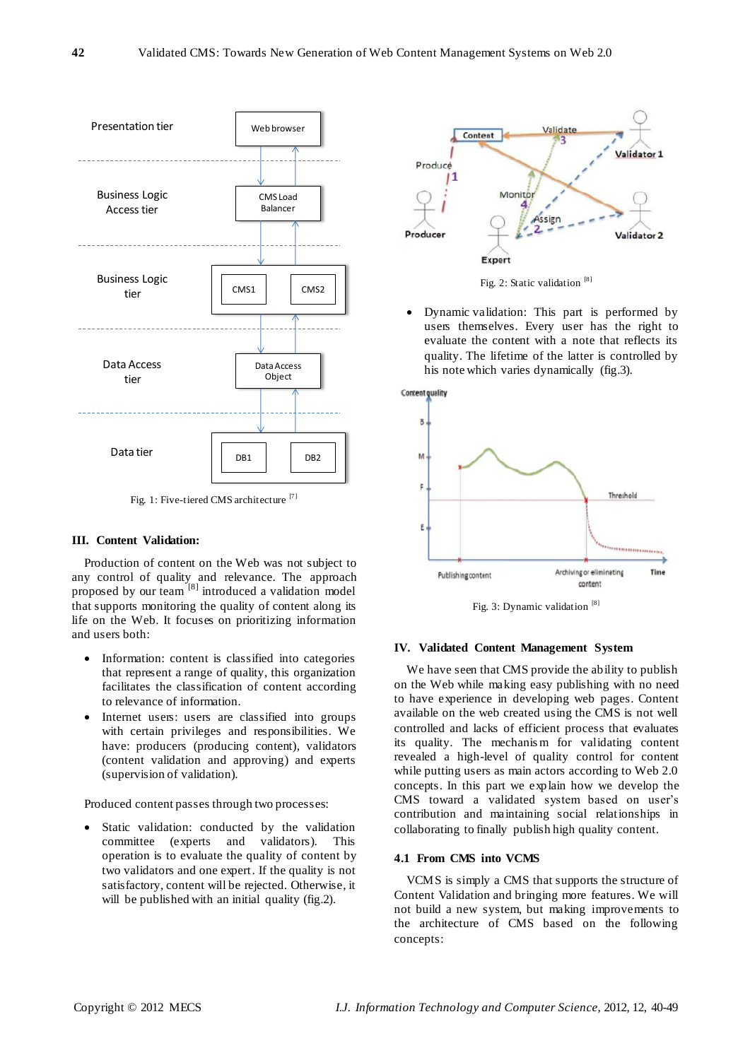Fig. 1: Five-tiered CMS architecture [7]

## III. Content Validation:

Production of content on the Web was not subject to any control of quality and relevance. The approach proposed by our team [8] introduced a validation model that supports monitoring the quality of content along its life on the Web. It focuses on prioritizing information and users both:

- Information: content is classified into categories that represent a range of quality, this organization facilitates the classification of content according to relevance of information.
- Internet users: users are classified into groups with certain privileges and responsibilities. We have: producers (producing content), validators (content validation and approving) and experts (supervision of validation).

Produced content passes through two processes:

- Static validation: conducted by the validation committee (experts and validators). This operation is to evaluate the quality of content by two validators and one expert. If the quality is not satisfactory, content will be rejected. Otherwise, it will be published with an initial quality (fig.2).

Fig. 2: Static validation [8]

- Dynamic validation: This part is performed by users themselves. Every user has the right to evaluate the content with a note that reflects its quality. The lifetime of the latter is controlled by his note which varies dynamically (fig.3).

Fig. 3: Dynamic validation [8]

## IV. Validated Content Management System

We have seen that CMS provide the ability to publish on the Web while making easy publishing with no need to have experience in developing web pages. Content available on the web created using the CMS is not well controlled and lacks of efficient process that evaluates its quality. The mechanism for validating content revealed a high-level of quality control for content while putting users as main actors according to Web 2.0 concepts. In this part we explain how we develop the CMS toward a validated system based on user's contribution and maintaining social relationships in collaborating to finally publish high quality content.

### 4.1 From CMS into VCMS

VCMS is simply a CMS that supports the structure of Content Validation and bringing more features. We will not build a new system, but making improvements to the architecture of CMS based on the following concepts: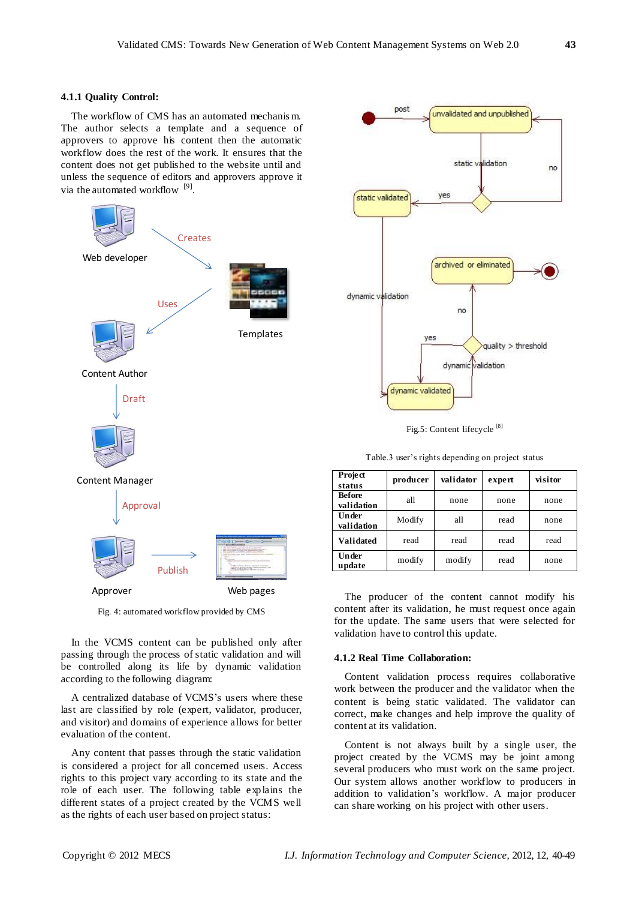#### 4.1.1 Quality Control:

The workflow of CMS has an automated mechanism. The author selects a template and a sequence of approvers to approve his content then the automatic workflow does the rest of the work. It ensures that the content does not get published to the website until and unless the sequence of editors and approvers approve it via the automated workflow [9].

Fig. 4: automated workflow provided by CMS

In the VCMS content can be published only after passing through the process of static validation and will be controlled along its life by dynamic validation according to the following diagram:

A centralized database of VCMS's users where these last are classified by role (expert, validator, producer, and visitor) and domains of experience allows for better evaluation of the content.

Any content that passes through the static validation is considered a project for all concerned uses. Access rights to this project vary according to its state and the role of each user. The following table explains the different states of a project created by the VCMS well as the rights of each user based on project status:

Fig.5: Content lifecycle [8]

Table.3 user's rights depending on project status

| Project status | producer | validator | expert | visitor |
|---|---|---|---|---|
| Before validation | all | none | none | none |
| Under validation | Modify | all | read | none |
| Validated | read | read | read | read |
| Under update | modify | modify | read | none |

The producer of the content cannot modify his content after its validation, he must request once again for the update. The same users that were selected for validation have to control this update.

#### 4.1.2 Real Time Collaboration:

Content validation process requires collaborative work between the producer and the validator when the content is being static validated. The validator can correct, make changes and help improve the quality of content at its validation.

Content is not always built by a single user, the project created by the VCMS may be joint among several producers who must work on the same project. Our system allows another workflow to producers in addition to validation's workflow. A major producer can share working on his project with other users.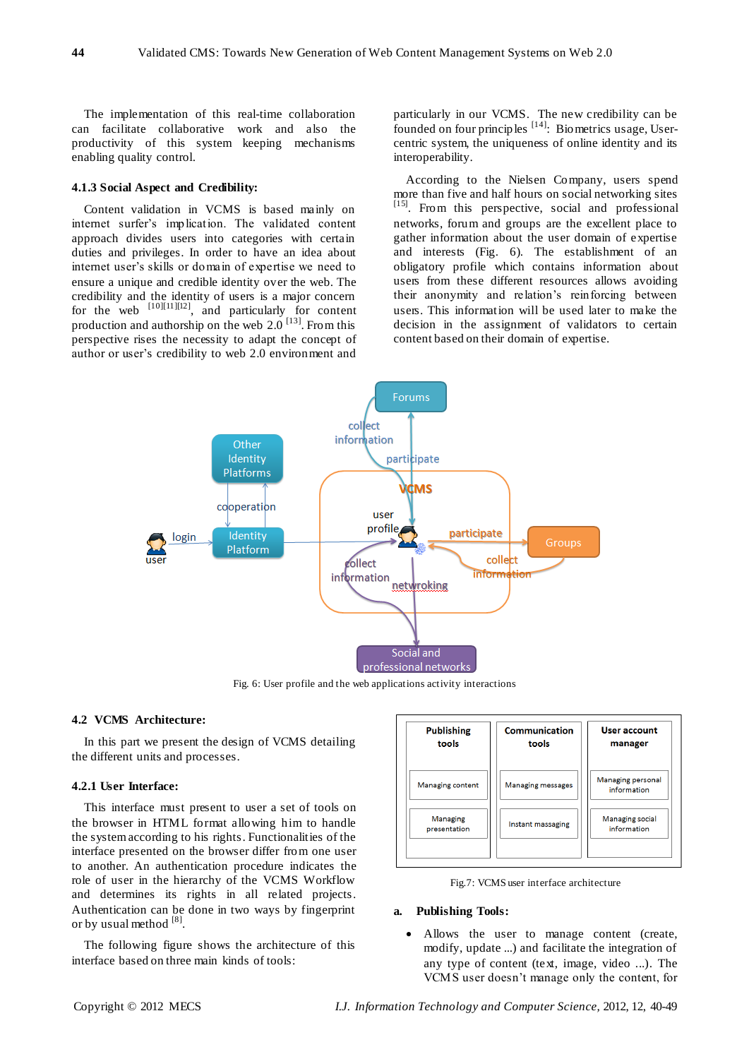The implementation of this real-time collaboration can facilitate collaborative work and also the productivity of this system keeping mechanisms enabling quality control.

### 4.1.3 Social Aspect and Credibility:

Content validation in VCMS is based mainly on internet surfer's implication. The validated content approach divides users into categories with certain duties and privileges. In order to have an idea about internet user's skills or domain of expertise we need to ensure a unique and credible identity over the web. The credibility and the identity of users is a major concern for the web [10][11][12], and particularly for content production and authorship on the web 2.0 [13]. From this perspective rises the necessity to adapt the concept of author or user's credibility to web 2.0 environment and particularly in our VCMS. The new credibility can be founded on four principles [14]: Biometrics usage, User-centric system, the uniqueness of online identity and its interoperability.

According to the Nielsen Company, users spend more than five and half hours on social networking sites [15]. From this perspective, social and professional networks, forum and groups are the excellent place to gather information about the user domain of expertise and interests (Fig. 6). The establishment of an obligatory profile which contains information about users from these different resources allows avoiding their anonymity and relation's reinforcing between users. This information will be used later to make the decision in the assignment of validators to certain content based on their domain of expertise.

Fig. 6: User profile and the web applications activity interactions

## 4.2 VCMS Architecture:

In this part we present the design of VCMS detailing the different units and processes.

### 4.2.1 User Interface:

This interface must present to user a set of tools on the browser in HTML format allowing him to handle the system according to his rights. Functionalities of the interface presented on the browser differ from one user to another. An authentication procedure indicates the role of user in the hierarchy of the VCMS Workflow and determines its rights in all related projects. Authentication can be done in two ways by fingerprint or by usual method [8].

The following figure shows the architecture of this interface based on three main kinds of tools:

| Publishing tools | Communication tools | User account manager |
|---|---|---|
| Managing content | Managing messages | Managing personal information |
| Managing presentation | Instant massaging | Managing social information |

Fig.7: VCMS user interface architecture

**a. Publishing Tools:**

- Allows the user to manage content (create, modify, update ...) and facilitate the integration of any type of content (text, image, video ...). The VCMS user doesn't manage only the content, for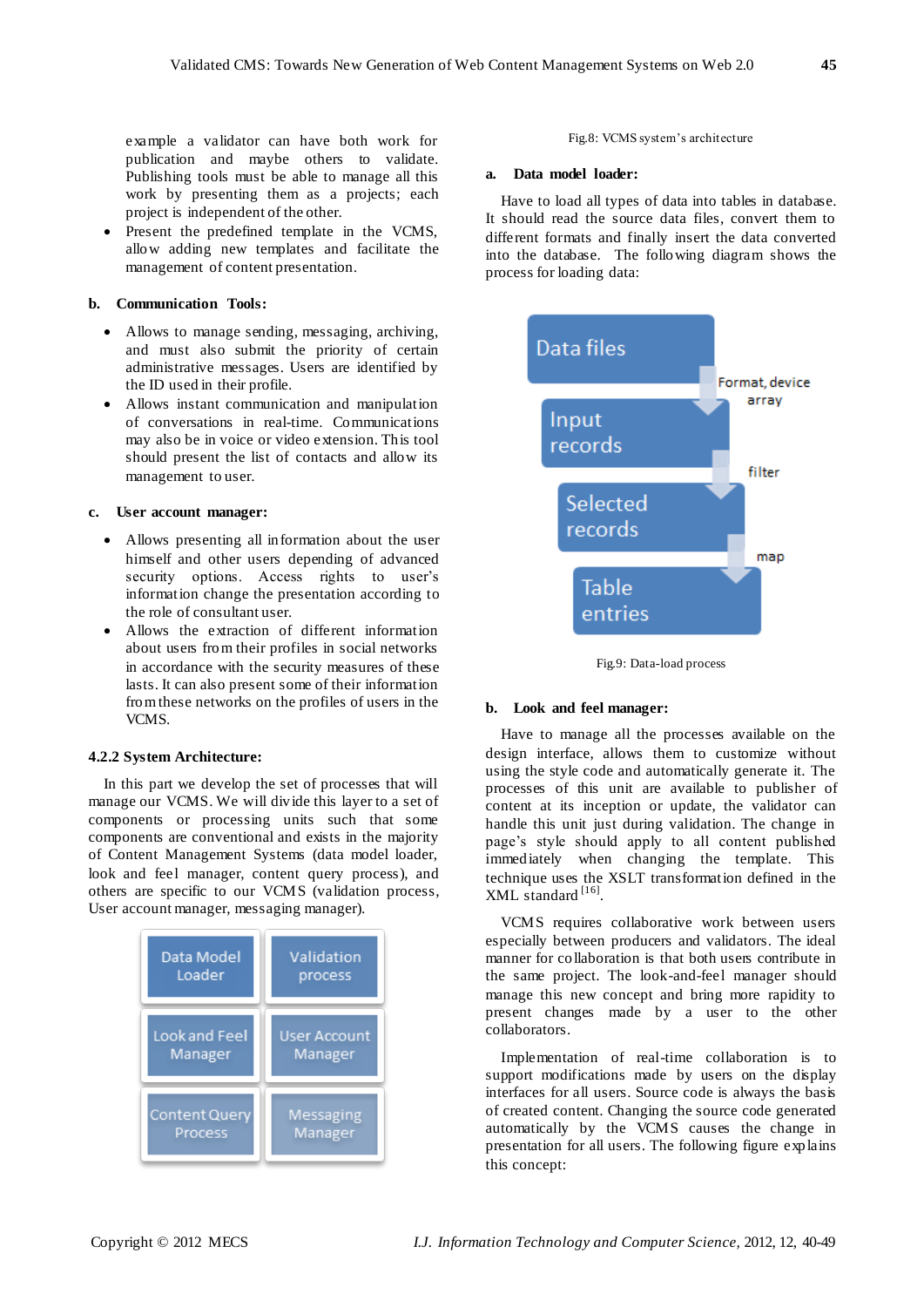example a validator can have both work for publication and maybe others to validate. Publishing tools must be able to manage all this work by presenting them as a projects; each project is independent of the other.

- Present the predefined template in the VCMS, allow adding new templates and facilitate the management of content presentation.

**b. Communication Tools:**

- Allows to manage sending, messaging, archiving, and must also submit the priority of certain administrative messages. Users are identified by the ID used in their profile.
- Allows instant communication and manipulation of conversations in real-time. Communications may also be in voice or video extension. This tool should present the list of contacts and allow its management to user.

**c. User account manager:**

- Allows presenting all information about the user himself and other users depending of advanced security options. Access rights to user's information change the presentation according to the role of consultant user.
- Allows the extraction of different information about users from their profiles in social networks in accordance with the security measures of these lasts. It can also present some of their information from these networks on the profiles of users in the VCMS.

### 4.2.2 System Architecture:

In this part we develop the set of processes that will manage our VCMS. We will divide this layer to a set of components or processing units such that some components are conventional and exists in the majority of Content Management Systems (data model loader, look and feel manager, content query process), and others are specific to our VCMS (validation process, User account manager, messaging manager).

| Data Model Loader | Validation process |
|---|---|
| Look and Feel Manager | User Account Manager |
| Content Query Process | Messaging Manager |

Fig.8: VCMS system's architecture

**a. Data model loader:**

Have to load all types of data into tables in database. It should read the source data files, convert them to different formats and finally insert the data converted into the database. The following diagram shows the process for loading data:

Data files → (Format, device array) → Input records → (filter) → Selected records → (map) → Table entries

Fig.9: Data-load process

**b. Look and feel manager:**

Have to manage all the processes available on the design interface, allows them to customize without using the style code and automatically generate it. The processes of this unit are available to publisher of content at its inception or update, the validator can handle this unit just during validation. The change in page's style should apply to all content published immediately when changing the template. This technique uses the XSLT transformation defined in the XML standard [16].

VCMS requires collaborative work between users especially between producers and validators. The ideal manner for collaboration is that both users contribute in the same project. The look-and-feel manager should manage this new concept and bring more rapidity to present changes made by a user to the other collaborators.

Implementation of real-time collaboration is to support modifications made by users on the display interfaces for all users. Source code is always the basis of created content. Changing the source code generated automatically by the VCMS causes the change in presentation for all users. The following figure explains this concept: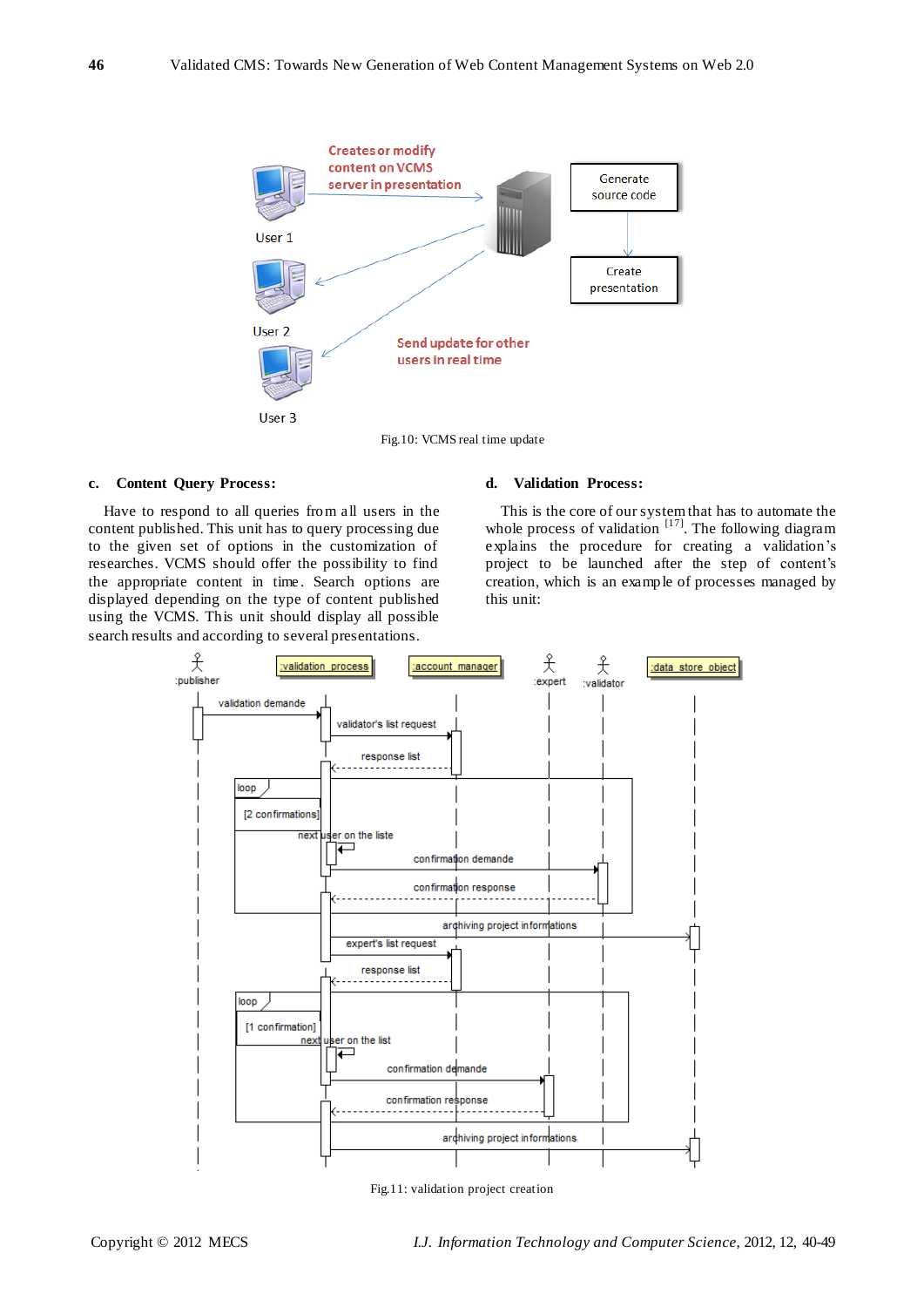Fig.10: VCMS real time update

### c. Content Query Process:

Have to respond to all queries from all users in the content published. This unit has to query processing due to the given set of options in the customization of researches. VCMS should offer the possibility to find the appropriate content in time. Search options are displayed depending on the type of content published using the VCMS. This unit should display all possible search results and according to several presentations.

### d. Validation Process:

This is the core of our system that has to automate the whole process of validation [17]. The following diagram explains the procedure for creating a validation's project to be launched after the step of content's creation, which is an example of processes managed by this unit:

Fig.11: validation project creation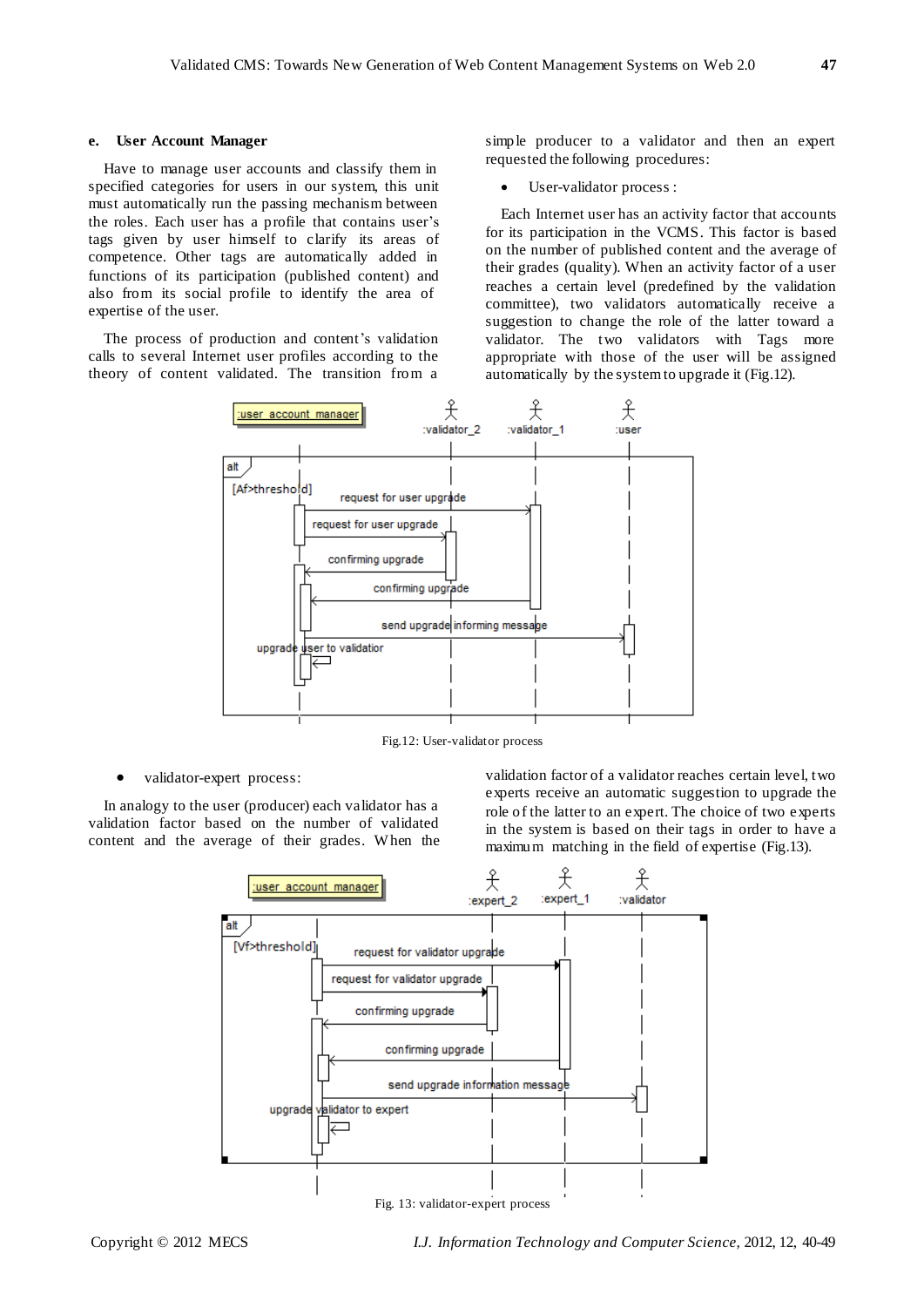#### e. User Account Manager

Have to manage user accounts and classify them in specified categories for users in our system, this unit must automatically run the passing mechanism between the roles. Each user has a profile that contains user's tags given by user himself to clarify its areas of competence. Other tags are automatically added in functions of its participation (published content) and also from its social profile to identify the area of expertise of the user.

The process of production and content's validation calls to several Internet user profiles according to the theory of content validated. The transition from a simple producer to a validator and then an expert requested the following procedures:

- User-validator process :

Each Internet user has an activity factor that accounts for its participation in the VCMS. This factor is based on the number of published content and the average of their grades (quality). When an activity factor of a user reaches a certain level (predefined by the validation committee), two validators automatically receive a suggestion to change the role of the latter toward a validator. The two validators with Tags more appropriate with those of the user will be assigned automatically by the system to upgrade it (Fig.12).

Fig.12: User-validator process

- validator-expert process:

In analogy to the user (producer) each validator has a validation factor based on the number of validated content and the average of their grades. When the validation factor of a validator reaches certain level, two experts receive an automatic suggestion to upgrade the role of the latter to an expert. The choice of two experts in the system is based on their tags in order to have a maximum matching in the field of expertise (Fig.13).

Fig. 13: validator-expert process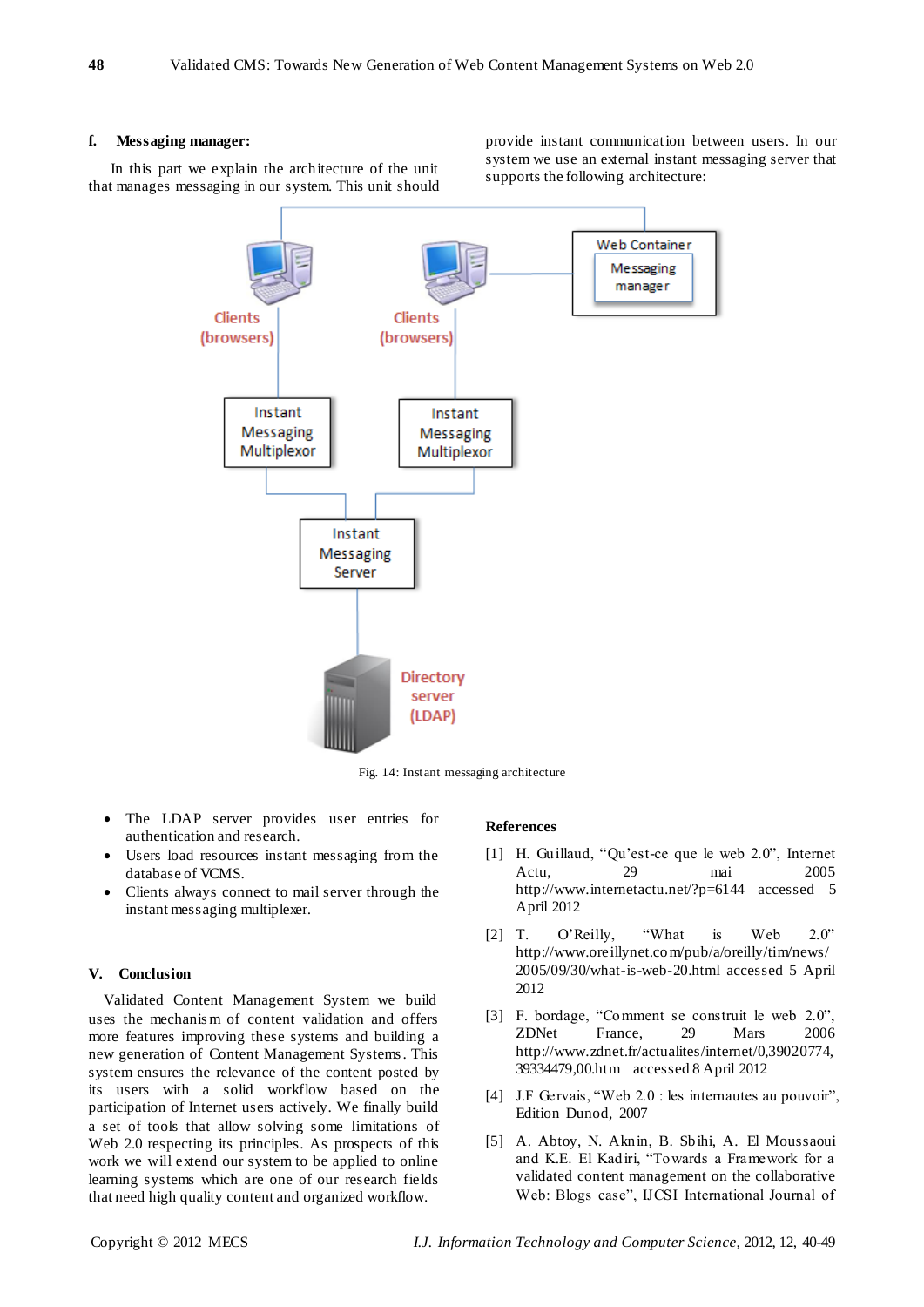#### f. Messaging manager:

In this part we explain the architecture of the unit that manages messaging in our system. This unit should provide instant communication between users. In our system we use an external instant messaging server that supports the following architecture:

Fig. 14: Instant messaging architecture

- The LDAP server provides user entries for authentication and research.
- Users load resources instant messaging from the database of VCMS.
- Clients always connect to mail server through the instant messaging multiplexer.

## V. Conclusion

Validated Content Management System we build uses the mechanism of content validation and offers more features improving these systems and building a new generation of Content Management Systems. This system ensures the relevance of the content posted by its users with a solid workflow based on the participation of Internet users actively. We finally build a set of tools that allow solving some limitations of Web 2.0 respecting its principles. As prospects of this work we will extend our system to be applied to online learning systems which are one of our research fields that need high quality content and organized workflow.

## References

[1] H. Guillaud, "Qu'est-ce que le web 2.0", Internet Actu, 29 mai 2005 http://www.internetactu.net/?p=6144 accessed 5 April 2012

[2] T. O'Reilly, "What is Web 2.0" http://www.oreillynet.com/pub/a/oreilly/tim/news/2005/09/30/what-is-web-20.html accessed 5 April 2012

[3] F. bordage, "Comment se construit le web 2.0", ZDNet France, 29 Mars 2006 http://www.zdnet.fr/actualites/internet/0,39020774,39334479,00.htm accessed 8 April 2012

[4] J.F Gervais, "Web 2.0 : les internautes au pouvoir", Edition Dunod, 2007

[5] A. Abtoy, N. Aknin, B. Sbihi, A. El Moussaoui and K.E. El Kadiri, "Towards a Framework for a validated content management on the collaborative Web: Blogs case", IJCSI International Journal of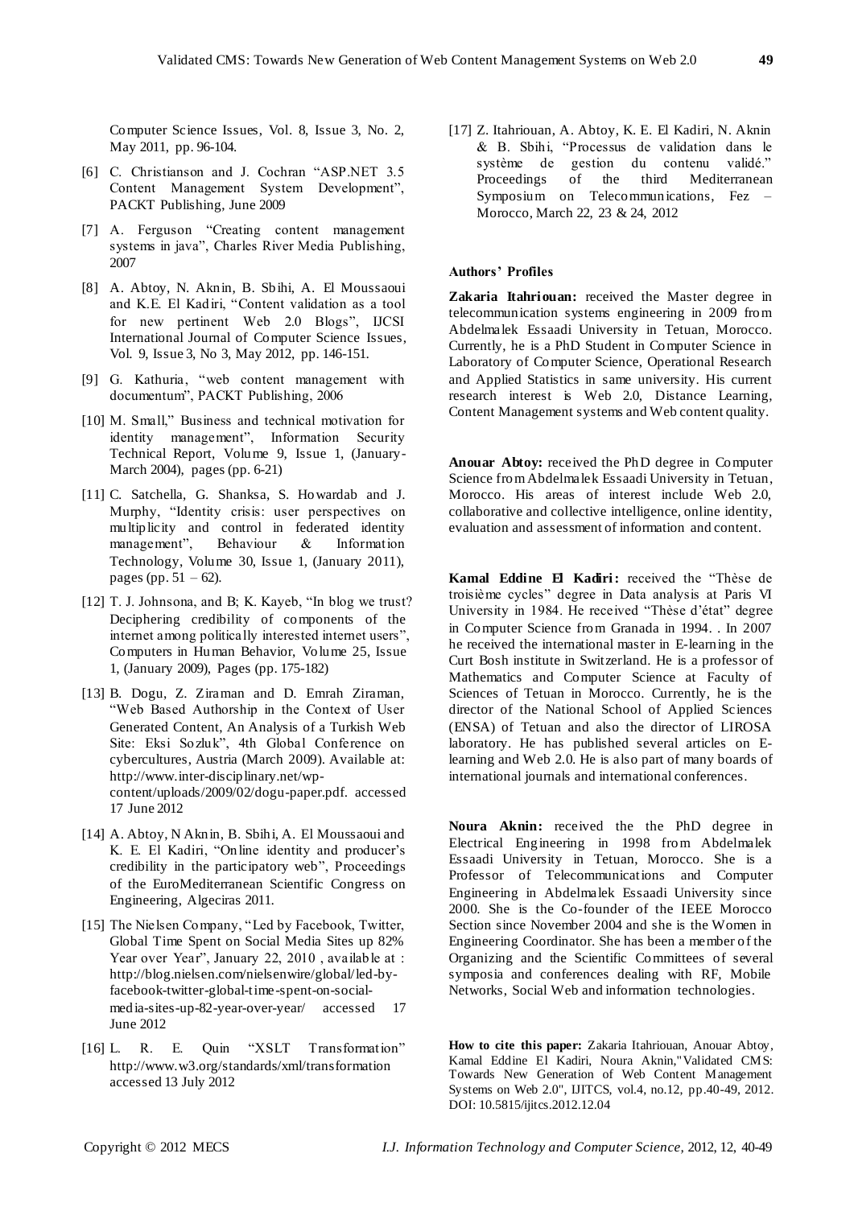Computer Science Issues, Vol. 8, Issue 3, No. 2, May 2011, pp. 96-104.

[6] C. Christianson and J. Cochran "ASP.NET 3.5 Content Management System Development", PACKT Publishing, June 2009

[7] A. Ferguson "Creating content management systems in java", Charles River Media Publishing, 2007

[8] A. Abtoy, N. Aknin, B. Sbihi, A. El Moussaoui and K.E. El Kadiri, "Content validation as a tool for new pertinent Web 2.0 Blogs", IJCSI International Journal of Computer Science Issues, Vol. 9, Issue 3, No 3, May 2012, pp. 146-151.

[9] G. Kathuria, "web content management with documentum", PACKT Publishing, 2006

[10] M. Small," Business and technical motivation for identity management", Information Security Technical Report, Volume 9, Issue 1, (January-March 2004), pages (pp. 6-21)

[11] C. Satchella, G. Shanksa, S. Howardab and J. Murphy, "Identity crisis: user perspectives on multiplicity and control in federated identity management", Behaviour & Information Technology, Volume 30, Issue 1, (January 2011), pages (pp. 51 – 62).

[12] T. J. Johnsona, and B; K. Kayeb, "In blog we trust? Deciphering credibility of components of the internet among politically interested internet users", Computers in Human Behavior, Volume 25, Issue 1, (January 2009), Pages (pp. 175-182)

[13] B. Dogu, Z. Ziraman and D. Emrah Ziraman, "Web Based Authorship in the Context of User Generated Content, An Analysis of a Turkish Web Site: Eksi Sozluk", 4th Global Conference on cybercultures, Austria (March 2009). Available at: http://www.inter-disciplinary.net/wp-content/uploads/2009/02/dogu-paper.pdf. accessed 17 June 2012

[14] A. Abtoy, N Aknin, B. Sbihi, A. El Moussaoui and K. E. El Kadiri, "Online identity and producer's credibility in the participatory web", Proceedings of the EuroMediterranean Scientific Congress on Engineering, Algeciras 2011.

[15] The Nielsen Company, "Led by Facebook, Twitter, Global Time Spent on Social Media Sites up 82% Year over Year", January 22, 2010 , available at : http://blog.nielsen.com/nielsenwire/global/led-by-facebook-twitter-global-time-spent-on-social-media-sites-up-82-year-over-year/ accessed 17 June 2012

[16] L. R. E. Quin "XSLT Transformation" http://www.w3.org/standards/xml/transformation accessed 13 July 2012

[17] Z. Itahriouan, A. Abtoy, K. E. El Kadiri, N. Aknin & B. Sbihi, "Processus de validation dans le système de gestion du contenu validé." Proceedings of the third Mediterranean Symposium on Telecommunications, Fez – Morocco, March 22, 23 & 24, 2012

**Authors' Profiles**

**Zakaria Itahriouan:** received the Master degree in telecommunication systems engineering in 2009 from Abdelmalek Essaadi University in Tetuan, Morocco. Currently, he is a PhD Student in Computer Science in Laboratory of Computer Science, Operational Research and Applied Statistics in same university. His current research interest is Web 2.0, Distance Learning, Content Management systems and Web content quality.

**Anouar Abtoy:** received the PhD degree in Computer Science from Abdelmalek Essaadi University in Tetuan, Morocco. His areas of interest include Web 2.0, collaborative and collective intelligence, online identity, evaluation and assessment of information and content.

**Kamal Eddine El Kadiri:** received the "Thèse de troisième cycles" degree in Data analysis at Paris VI University in 1984. He received "Thèse d'état" degree in Computer Science from Granada in 1994. . In 2007 he received the international master in E-learning in the Curt Bosh institute in Switzerland. He is a professor of Mathematics and Computer Science at Faculty of Sciences of Tetuan in Morocco. Currently, he is the director of the National School of Applied Sciences (ENSA) of Tetuan and also the director of LIROSA laboratory. He has published several articles on E-learning and Web 2.0. He is also part of many boards of international journals and international conferences.

**Noura Aknin:** received the the PhD degree in Electrical Engineering in 1998 from Abdelmalek Essaadi University in Tetuan, Morocco. She is a Professor of Telecommunications and Computer Engineering in Abdelmalek Essaadi University since 2000. She is the Co-founder of the IEEE Morocco Section since November 2004 and she is the Women in Engineering Coordinator. She has been a member of the Organizing and the Scientific Committees of several symposia and conferences dealing with RF, Mobile Networks, Social Web and information technologies.

**How to cite this paper:** Zakaria Itahriouan, Anouar Abtoy, Kamal Eddine El Kadiri, Noura Aknin,"Validated CMS: Towards New Generation of Web Content Management Systems on Web 2.0", IJITCS, vol.4, no.12, pp.40-49, 2012. DOI: 10.5815/ijitcs.2012.12.04